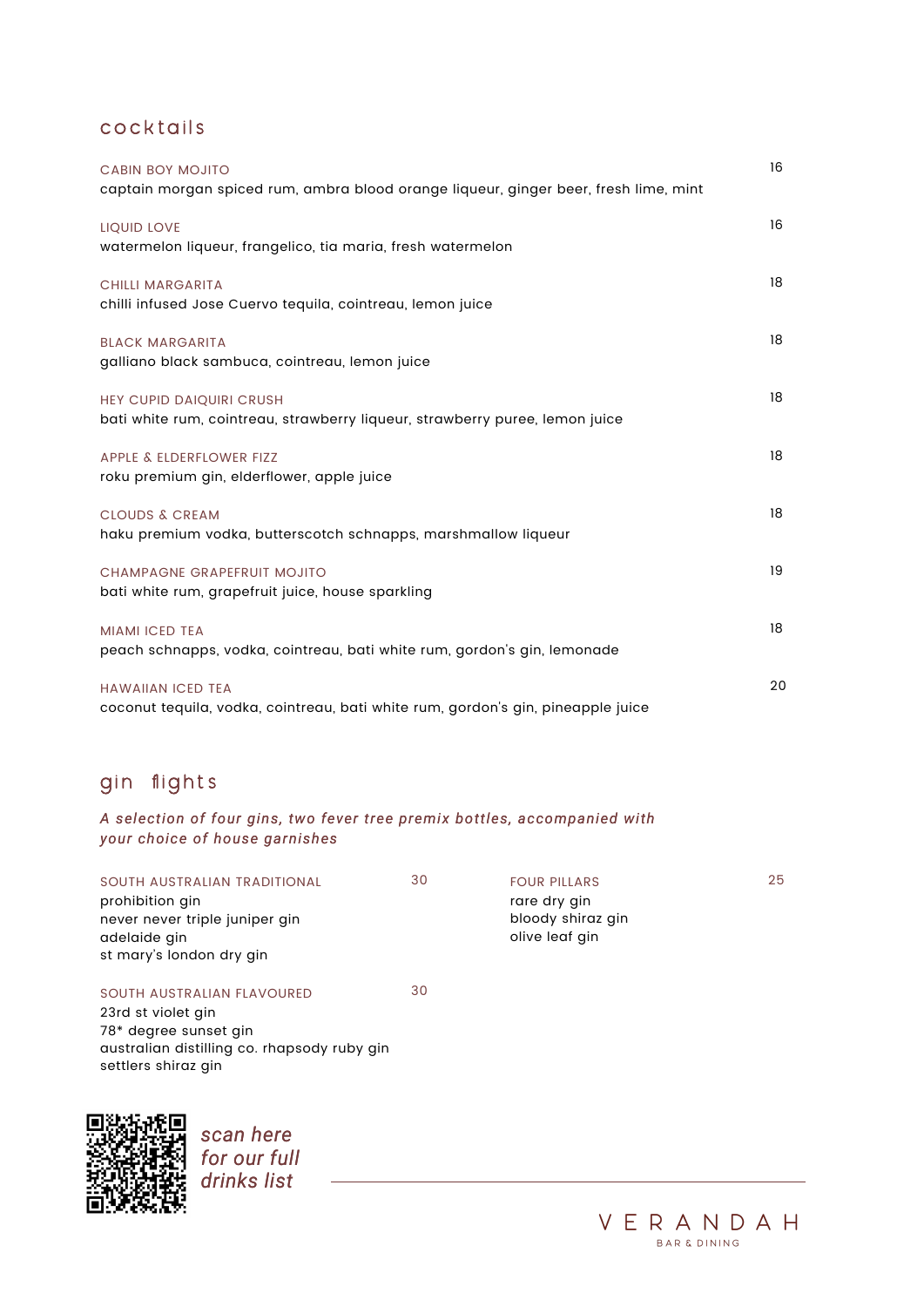## cocktails

**CABIN BOY MOJITO** — 16
captain morgan spiced rum, ambra blood orange liqueur, ginger beer, fresh lime, mint

**LIQUID LOVE** — 16
watermelon liqueur, frangelico, tia maria, fresh watermelon

**CHILLI MARGARITA** — 18
chilli infused Jose Cuervo tequila, cointreau, lemon juice

**BLACK MARGARITA** — 18
galliano black sambuca, cointreau, lemon juice

**HEY CUPID DAIQUIRI CRUSH** — 18
bati white rum, cointreau, strawberry liqueur, strawberry puree, lemon juice

**APPLE & ELDERFLOWER FIZZ** — 18
roku premium gin, elderflower, apple juice

**CLOUDS & CREAM** — 18
haku premium vodka, butterscotch schnapps, marshmallow liqueur

**CHAMPAGNE GRAPEFRUIT MOJITO** — 19
bati white rum, grapefruit juice, house sparkling

**MIAMI ICED TEA** — 18
peach schnapps, vodka, cointreau, bati white rum, gordon's gin, lemonade

**HAWAIIAN ICED TEA** — 20
coconut tequila, vodka, cointreau, bati white rum, gordon's gin, pineapple juice

## gin flights

*A selection of four gins, two fever tree premix bottles, accompanied with your choice of house garnishes*

**SOUTH AUSTRALIAN TRADITIONAL** — 30
prohibition gin
never never triple juniper gin
adelaide gin
st mary's london dry gin

**SOUTH AUSTRALIAN FLAVOURED** — 30
23rd st violet gin
78* degree sunset gin
australian distilling co. rhapsody ruby gin
settlers shiraz gin

**FOUR PILLARS** — 25
rare dry gin
bloody shiraz gin
olive leaf gin

*scan here for our full drinks list*

VERANDAH
BAR & DINING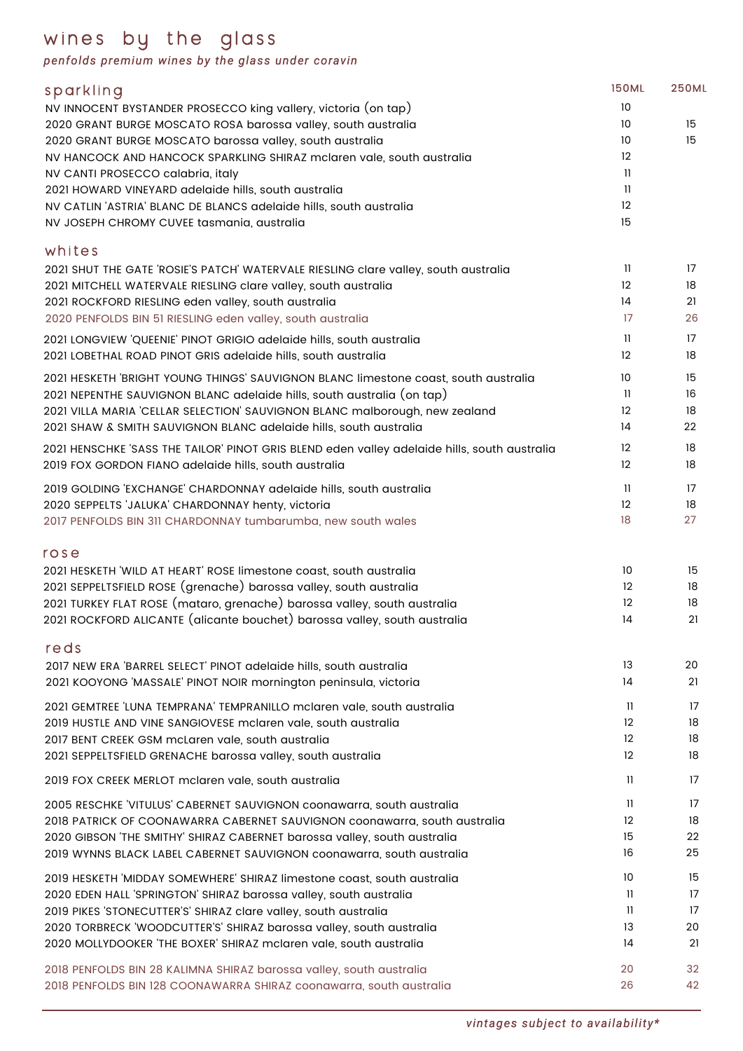# wines by the glass

*penfolds premium wines by the glass under coravin*

## sparkling

| | 150ML | 250ML |
|---|---|---|
| NV INNOCENT BYSTANDER PROSECCO king vallery, victoria (on tap) | 10 | |
| 2020 GRANT BURGE MOSCATO ROSA barossa valley, south australia | 10 | 15 |
| 2020 GRANT BURGE MOSCATO barossa valley, south australia | 10 | 15 |
| NV HANCOCK AND HANCOCK SPARKLING SHIRAZ mclaren vale, south australia | 12 | |
| NV CANTI PROSECCO calabria, italy | 11 | |
| 2021 HOWARD VINEYARD adelaide hills, south australia | 11 | |
| NV CATLIN 'ASTRIA' BLANC DE BLANCS adelaide hills, south australia | 12 | |
| NV JOSEPH CHROMY CUVEE tasmania, australia | 15 | |

## whites

| | 150ML | 250ML |
|---|---|---|
| 2021 SHUT THE GATE 'ROSIE'S PATCH' WATERVALE RIESLING clare valley, south australia | 11 | 17 |
| 2021 MITCHELL WATERVALE RIESLING clare valley, south australia | 12 | 18 |
| 2021 ROCKFORD RIESLING eden valley, south australia | 14 | 21 |
| 2020 PENFOLDS BIN 51 RIESLING eden valley, south australia | 17 | 26 |
| 2021 LONGVIEW 'QUEENIE' PINOT GRIGIO adelaide hills, south australia | 11 | 17 |
| 2021 LOBETHAL ROAD PINOT GRIS adelaide hills, south australia | 12 | 18 |
| 2021 HESKETH 'BRIGHT YOUNG THINGS' SAUVIGNON BLANC limestone coast, south australia | 10 | 15 |
| 2021 NEPENTHE SAUVIGNON BLANC adelaide hills, south australia (on tap) | 11 | 16 |
| 2021 VILLA MARIA 'CELLAR SELECTION' SAUVIGNON BLANC malborough, new zealand | 12 | 18 |
| 2021 SHAW & SMITH SAUVIGNON BLANC adelaide hills, south australia | 14 | 22 |
| 2021 HENSCHKE 'SASS THE TAILOR' PINOT GRIS BLEND eden valley adelaide hills, south australia | 12 | 18 |
| 2019 FOX GORDON FIANO adelaide hills, south australia | 12 | 18 |
| 2019 GOLDING 'EXCHANGE' CHARDONNAY adelaide hills, south australia | 11 | 17 |
| 2020 SEPPELTS 'JALUKA' CHARDONNAY henty, victoria | 12 | 18 |
| 2017 PENFOLDS BIN 311 CHARDONNAY tumbarumba, new south wales | 18 | 27 |

## rose

| | 150ML | 250ML |
|---|---|---|
| 2021 HESKETH 'WILD AT HEART' ROSE limestone coast, south australia | 10 | 15 |
| 2021 SEPPELTSFIELD ROSE (grenache) barossa valley, south australia | 12 | 18 |
| 2021 TURKEY FLAT ROSE (mataro, grenache) barossa valley, south australia | 12 | 18 |
| 2021 ROCKFORD ALICANTE (alicante bouchet) barossa valley, south australia | 14 | 21 |

## reds

| | 150ML | 250ML |
|---|---|---|
| 2017 NEW ERA 'BARREL SELECT' PINOT adelaide hills, south australia | 13 | 20 |
| 2021 KOOYONG 'MASSALE' PINOT NOIR mornington peninsula, victoria | 14 | 21 |
| 2021 GEMTREE 'LUNA TEMPRANA' TEMPRANILLO mclaren vale, south australia | 11 | 17 |
| 2019 HUSTLE AND VINE SANGIOVESE mclaren vale, south australia | 12 | 18 |
| 2017 BENT CREEK GSM mcLaren vale, south australia | 12 | 18 |
| 2021 SEPPELTSFIELD GRENACHE barossa valley, south australia | 12 | 18 |
| 2019 FOX CREEK MERLOT mclaren vale, south australia | 11 | 17 |
| 2005 RESCHKE 'VITULUS' CABERNET SAUVIGNON coonawarra, south australia | 11 | 17 |
| 2018 PATRICK OF COONAWARRA CABERNET SAUVIGNON coonawarra, south australia | 12 | 18 |
| 2020 GIBSON 'THE SMITHY' SHIRAZ CABERNET barossa valley, south australia | 15 | 22 |
| 2019 WYNNS BLACK LABEL CABERNET SAUVIGNON coonawarra, south australia | 16 | 25 |
| 2019 HESKETH 'MIDDAY SOMEWHERE' SHIRAZ limestone coast, south australia | 10 | 15 |
| 2020 EDEN HALL 'SPRINGTON' SHIRAZ barossa valley, south australia | 11 | 17 |
| 2019 PIKES 'STONECUTTER'S' SHIRAZ clare valley, south australia | 11 | 17 |
| 2020 TORBRECK 'WOODCUTTER'S' SHIRAZ barossa valley, south australia | 13 | 20 |
| 2020 MOLLYDOOKER 'THE BOXER' SHIRAZ mclaren vale, south australia | 14 | 21 |
| 2018 PENFOLDS BIN 28 KALIMNA SHIRAZ barossa valley, south australia | 20 | 32 |
| 2018 PENFOLDS BIN 128 COONAWARRA SHIRAZ coonawarra, south australia | 26 | 42 |

*vintages subject to availability**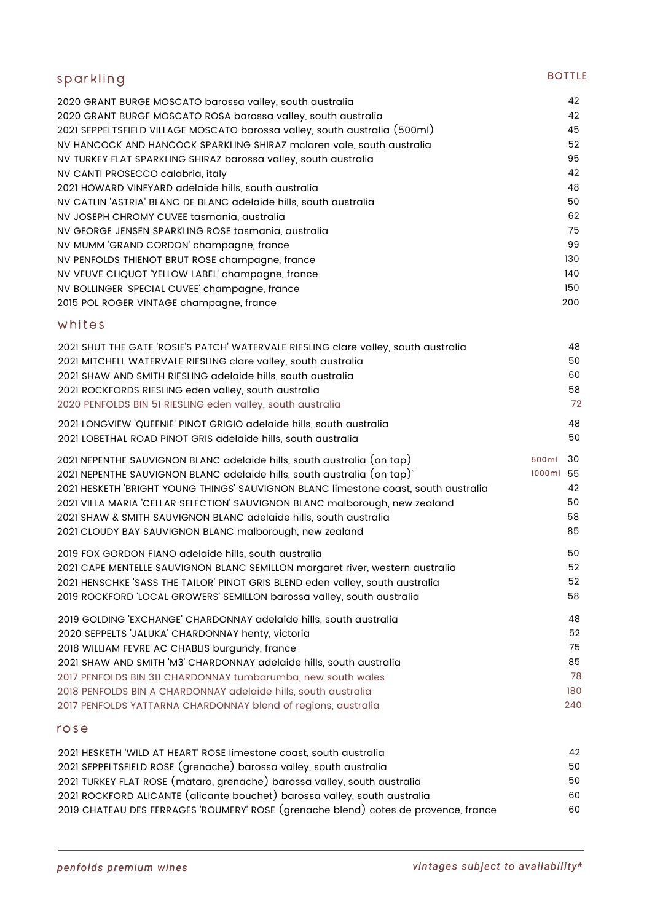## sparkling

| | BOTTLE |
|---|---|
| 2020 GRANT BURGE MOSCATO barossa valley, south australia | 42 |
| 2020 GRANT BURGE MOSCATO ROSA barossa valley, south australia | 42 |
| 2021 SEPPELTSFIELD VILLAGE MOSCATO barossa valley, south australia (500ml) | 45 |
| NV HANCOCK AND HANCOCK SPARKLING SHIRAZ mclaren vale, south australia | 52 |
| NV TURKEY FLAT SPARKLING SHIRAZ barossa valley, south australia | 95 |
| NV CANTI PROSECCO calabria, italy | 42 |
| 2021 HOWARD VINEYARD adelaide hills, south australia | 48 |
| NV CATLIN 'ASTRIA' BLANC DE BLANC adelaide hills, south australia | 50 |
| NV JOSEPH CHROMY CUVEE tasmania, australia | 62 |
| NV GEORGE JENSEN SPARKLING ROSE tasmania, australia | 75 |
| NV MUMM 'GRAND CORDON' champagne, france | 99 |
| NV PENFOLDS THIENOT BRUT ROSE champagne, france | 130 |
| NV VEUVE CLIQUOT 'YELLOW LABEL' champagne, france | 140 |
| NV BOLLINGER 'SPECIAL CUVEE' champagne, france | 150 |
| 2015 POL ROGER VINTAGE champagne, france | 200 |

## whites

| | | |
|---|---|---|
| 2021 SHUT THE GATE 'ROSIE'S PATCH' WATERVALE RIESLING clare valley, south australia | | 48 |
| 2021 MITCHELL WATERVALE RIESLING clare valley, south australia | | 50 |
| 2021 SHAW AND SMITH RIESLING adelaide hills, south australia | | 60 |
| 2021 ROCKFORDS RIESLING eden valley, south australia | | 58 |
| 2020 PENFOLDS BIN 51 RIESLING eden valley, south australia | | 72 |
| 2021 LONGVIEW 'QUEENIE' PINOT GRIGIO adelaide hills, south australia | | 48 |
| 2021 LOBETHAL ROAD PINOT GRIS adelaide hills, south australia | | 50 |
| 2021 NEPENTHE SAUVIGNON BLANC adelaide hills, south australia (on tap) | 500ml | 30 |
| 2021 NEPENTHE SAUVIGNON BLANC adelaide hills, south australia (on tap)` | 1000ml | 55 |
| 2021 HESKETH 'BRIGHT YOUNG THINGS' SAUVIGNON BLANC limestone coast, south australia | | 42 |
| 2021 VILLA MARIA 'CELLAR SELECTION' SAUVIGNON BLANC malborough, new zealand | | 50 |
| 2021 SHAW & SMITH SAUVIGNON BLANC adelaide hills, south australia | | 58 |
| 2021 CLOUDY BAY SAUVIGNON BLANC malborough, new zealand | | 85 |
| 2019 FOX GORDON FIANO adelaide hills, south australia | | 50 |
| 2021 CAPE MENTELLE SAUVIGNON BLANC SEMILLON margaret river, western australia | | 52 |
| 2021 HENSCHKE 'SASS THE TAILOR' PINOT GRIS BLEND eden valley, south australia | | 52 |
| 2019 ROCKFORD 'LOCAL GROWERS' SEMILLON barossa valley, south australia | | 58 |
| 2019 GOLDING 'EXCHANGE' CHARDONNAY adelaide hills, south australia | | 48 |
| 2020 SEPPELTS 'JALUKA' CHARDONNAY henty, victoria | | 52 |
| 2018 WILLIAM FEVRE AC CHABLIS burgundy, france | | 75 |
| 2021 SHAW AND SMITH 'M3' CHARDONNAY adelaide hills, south australia | | 85 |
| 2017 PENFOLDS BIN 311 CHARDONNAY tumbarumba, new south wales | | 78 |
| 2018 PENFOLDS BIN A CHARDONNAY adelaide hills, south australia | | 180 |
| 2017 PENFOLDS YATTARNA CHARDONNAY blend of regions, australia | | 240 |

## rose

| | |
|---|---|
| 2021 HESKETH 'WILD AT HEART' ROSE limestone coast, south australia | 42 |
| 2021 SEPPELTSFIELD ROSE (grenache) barossa valley, south australia | 50 |
| 2021 TURKEY FLAT ROSE (mataro, grenache) barossa valley, south australia | 50 |
| 2021 ROCKFORD ALICANTE (alicante bouchet) barossa valley, south australia | 60 |
| 2019 CHATEAU DES FERRAGES 'ROUMERY' ROSE (grenache blend) cotes de provence, france | 60 |

*penfolds premium wines*

*vintages subject to availability**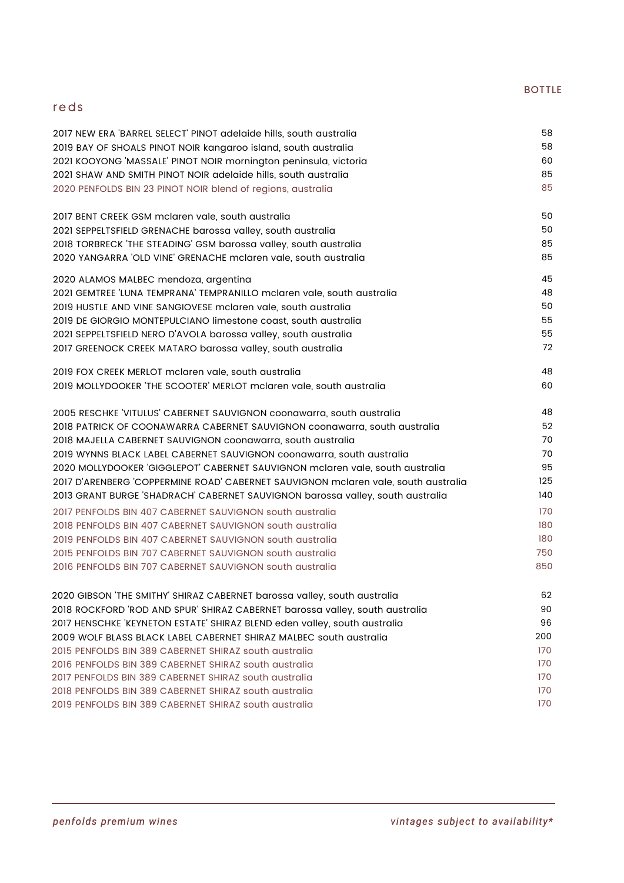## reds

| | BOTTLE |
|---|---|
| 2017 NEW ERA 'BARREL SELECT' PINOT adelaide hills, south australia | 58 |
| 2019 BAY OF SHOALS PINOT NOIR kangaroo island, south australia | 58 |
| 2021 KOOYONG 'MASSALE' PINOT NOIR mornington peninsula, victoria | 60 |
| 2021 SHAW AND SMITH PINOT NOIR adelaide hills, south australia | 85 |
| 2020 PENFOLDS BIN 23 PINOT NOIR blend of regions, australia | 85 |
| | |
| 2017 BENT CREEK GSM mclaren vale, south australia | 50 |
| 2021 SEPPELTSFIELD GRENACHE barossa valley, south australia | 50 |
| 2018 TORBRECK 'THE STEADING' GSM barossa valley, south australia | 85 |
| 2020 YANGARRA 'OLD VINE' GRENACHE mclaren vale, south australia | 85 |
| | |
| 2020 ALAMOS MALBEC mendoza, argentina | 45 |
| 2021 GEMTREE 'LUNA TEMPRANA' TEMPRANILLO mclaren vale, south australia | 48 |
| 2019 HUSTLE AND VINE SANGIOVESE mclaren vale, south australia | 50 |
| 2019 DE GIORGIO MONTEPULCIANO limestone coast, south australia | 55 |
| 2021 SEPPELTSFIELD NERO D'AVOLA barossa valley, south australia | 55 |
| 2017 GREENOCK CREEK MATARO barossa valley, south australia | 72 |
| | |
| 2019 FOX CREEK MERLOT mclaren vale, south australia | 48 |
| 2019 MOLLYDOOKER 'THE SCOOTER' MERLOT mclaren vale, south australia | 60 |
| | |
| 2005 RESCHKE 'VITULUS' CABERNET SAUVIGNON coonawarra, south australia | 48 |
| 2018 PATRICK OF COONAWARRA CABERNET SAUVIGNON coonawarra, south australia | 52 |
| 2018 MAJELLA CABERNET SAUVIGNON coonawarra, south australia | 70 |
| 2019 WYNNS BLACK LABEL CABERNET SAUVIGNON coonawarra, south australia | 70 |
| 2020 MOLLYDOOKER 'GIGGLEPOT' CABERNET SAUVIGNON mclaren vale, south australia | 95 |
| 2017 D'ARENBERG 'COPPERMINE ROAD' CABERNET SAUVIGNON mclaren vale, south australia | 125 |
| 2013 GRANT BURGE 'SHADRACH' CABERNET SAUVIGNON barossa valley, south australia | 140 |
| 2017 PENFOLDS BIN 407 CABERNET SAUVIGNON south australia | 170 |
| 2018 PENFOLDS BIN 407 CABERNET SAUVIGNON south australia | 180 |
| 2019 PENFOLDS BIN 407 CABERNET SAUVIGNON south australia | 180 |
| 2015 PENFOLDS BIN 707 CABERNET SAUVIGNON south australia | 750 |
| 2016 PENFOLDS BIN 707 CABERNET SAUVIGNON south australia | 850 |
| | |
| 2020 GIBSON 'THE SMITHY' SHIRAZ CABERNET barossa valley, south australia | 62 |
| 2018 ROCKFORD 'ROD AND SPUR' SHIRAZ CABERNET barossa valley, south australia | 90 |
| 2017 HENSCHKE 'KEYNETON ESTATE' SHIRAZ BLEND eden valley, south australia | 96 |
| 2009 WOLF BLASS BLACK LABEL CABERNET SHIRAZ MALBEC south australia | 200 |
| 2015 PENFOLDS BIN 389 CABERNET SHIRAZ south australia | 170 |
| 2016 PENFOLDS BIN 389 CABERNET SHIRAZ south australia | 170 |
| 2017 PENFOLDS BIN 389 CABERNET SHIRAZ south australia | 170 |
| 2018 PENFOLDS BIN 389 CABERNET SHIRAZ south australia | 170 |
| 2019 PENFOLDS BIN 389 CABERNET SHIRAZ south australia | 170 |

*penfolds premium wines* — *vintages subject to availability**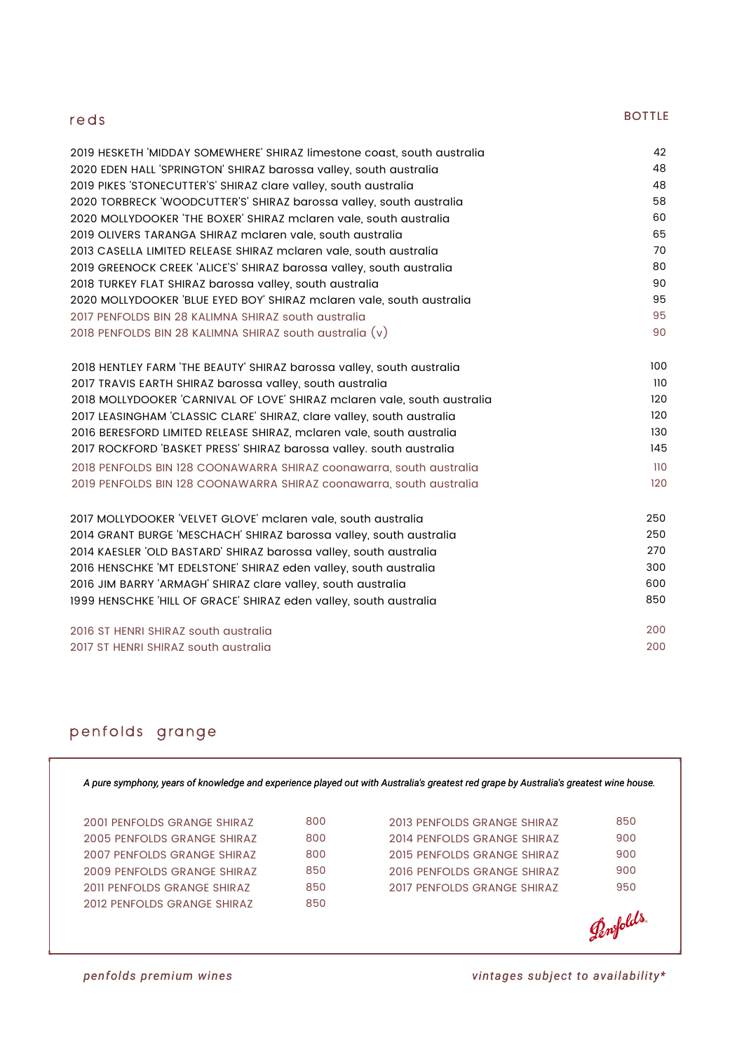## reds

| | BOTTLE |
|---|---|
| 2019 HESKETH 'MIDDAY SOMEWHERE' SHIRAZ limestone coast, south australia | 42 |
| 2020 EDEN HALL 'SPRINGTON' SHIRAZ barossa valley, south australia | 48 |
| 2019 PIKES 'STONECUTTER'S' SHIRAZ clare valley, south australia | 48 |
| 2020 TORBRECK 'WOODCUTTER'S' SHIRAZ barossa valley, south australia | 58 |
| 2020 MOLLYDOOKER 'THE BOXER' SHIRAZ mclaren vale, south australia | 60 |
| 2019 OLIVERS TARANGA SHIRAZ mclaren vale, south australia | 65 |
| 2013 CASELLA LIMITED RELEASE SHIRAZ mclaren vale, south australia | 70 |
| 2019 GREENOCK CREEK 'ALICE'S' SHIRAZ barossa valley, south australia | 80 |
| 2018 TURKEY FLAT SHIRAZ barossa valley, south australia | 90 |
| 2020 MOLLYDOOKER 'BLUE EYED BOY' SHIRAZ mclaren vale, south australia | 95 |
| 2017 PENFOLDS BIN 28 KALIMNA SHIRAZ south australia | 95 |
| 2018 PENFOLDS BIN 28 KALIMNA SHIRAZ south australia (v) | 90 |
| 2018 HENTLEY FARM 'THE BEAUTY' SHIRAZ barossa valley, south australia | 100 |
| 2017 TRAVIS EARTH SHIRAZ barossa valley, south australia | 110 |
| 2018 MOLLYDOOKER 'CARNIVAL OF LOVE' SHIRAZ mclaren vale, south australia | 120 |
| 2017 LEASINGHAM 'CLASSIC CLARE' SHIRAZ, clare valley, south australia | 120 |
| 2016 BERESFORD LIMITED RELEASE SHIRAZ, mclaren vale, south australia | 130 |
| 2017 ROCKFORD 'BASKET PRESS' SHIRAZ barossa valley. south australia | 145 |
| 2018 PENFOLDS BIN 128 COONAWARRA SHIRAZ coonawarra, south australia | 110 |
| 2019 PENFOLDS BIN 128 COONAWARRA SHIRAZ coonawarra, south australia | 120 |
| 2017 MOLLYDOOKER 'VELVET GLOVE' mclaren vale, south australia | 250 |
| 2014 GRANT BURGE 'MESCHACH' SHIRAZ barossa valley, south australia | 250 |
| 2014 KAESLER 'OLD BASTARD' SHIRAZ barossa valley, south australia | 270 |
| 2016 HENSCHKE 'MT EDELSTONE' SHIRAZ eden valley, south australia | 300 |
| 2016 JIM BARRY 'ARMAGH' SHIRAZ clare valley, south australia | 600 |
| 1999 HENSCHKE 'HILL OF GRACE' SHIRAZ eden valley, south australia | 850 |
| 2016 ST HENRI SHIRAZ south australia | 200 |
| 2017 ST HENRI SHIRAZ south australia | 200 |

## penfolds grange

*A pure symphony, years of knowledge and experience played out with Australia's greatest red grape by Australia's greatest wine house.*

| | |
|---|---|
| 2001 PENFOLDS GRANGE SHIRAZ | 800 |
| 2005 PENFOLDS GRANGE SHIRAZ | 800 |
| 2007 PENFOLDS GRANGE SHIRAZ | 800 |
| 2009 PENFOLDS GRANGE SHIRAZ | 850 |
| 2011 PENFOLDS GRANGE SHIRAZ | 850 |
| 2012 PENFOLDS GRANGE SHIRAZ | 850 |
| 2013 PENFOLDS GRANGE SHIRAZ | 850 |
| 2014 PENFOLDS GRANGE SHIRAZ | 900 |
| 2015 PENFOLDS GRANGE SHIRAZ | 900 |
| 2016 PENFOLDS GRANGE SHIRAZ | 900 |
| 2017 PENFOLDS GRANGE SHIRAZ | 950 |

Penfolds

*penfolds premium wines*

*vintages subject to availability**